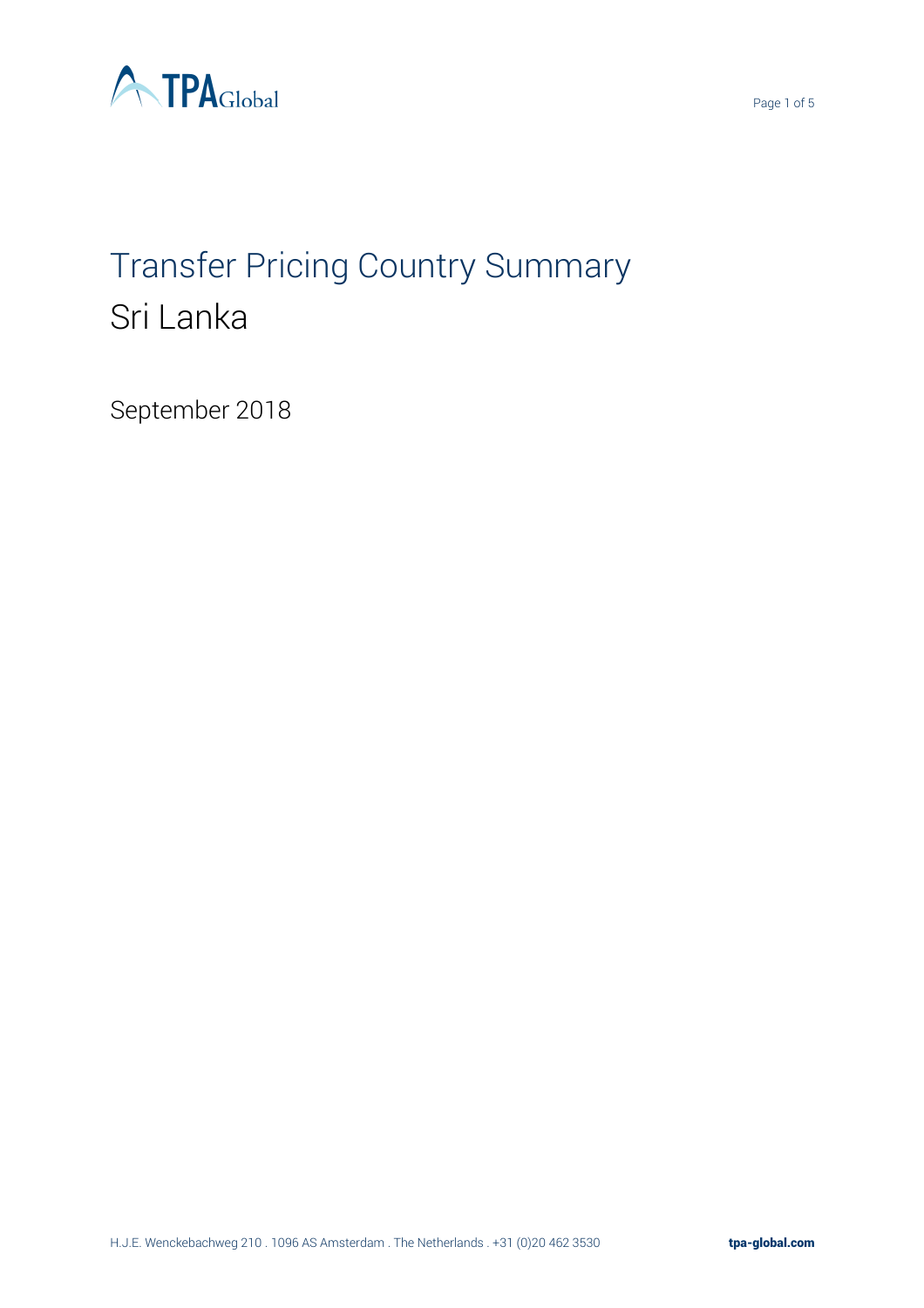# Transfer Pricing Country Summary

## Sri Lanka

September 2018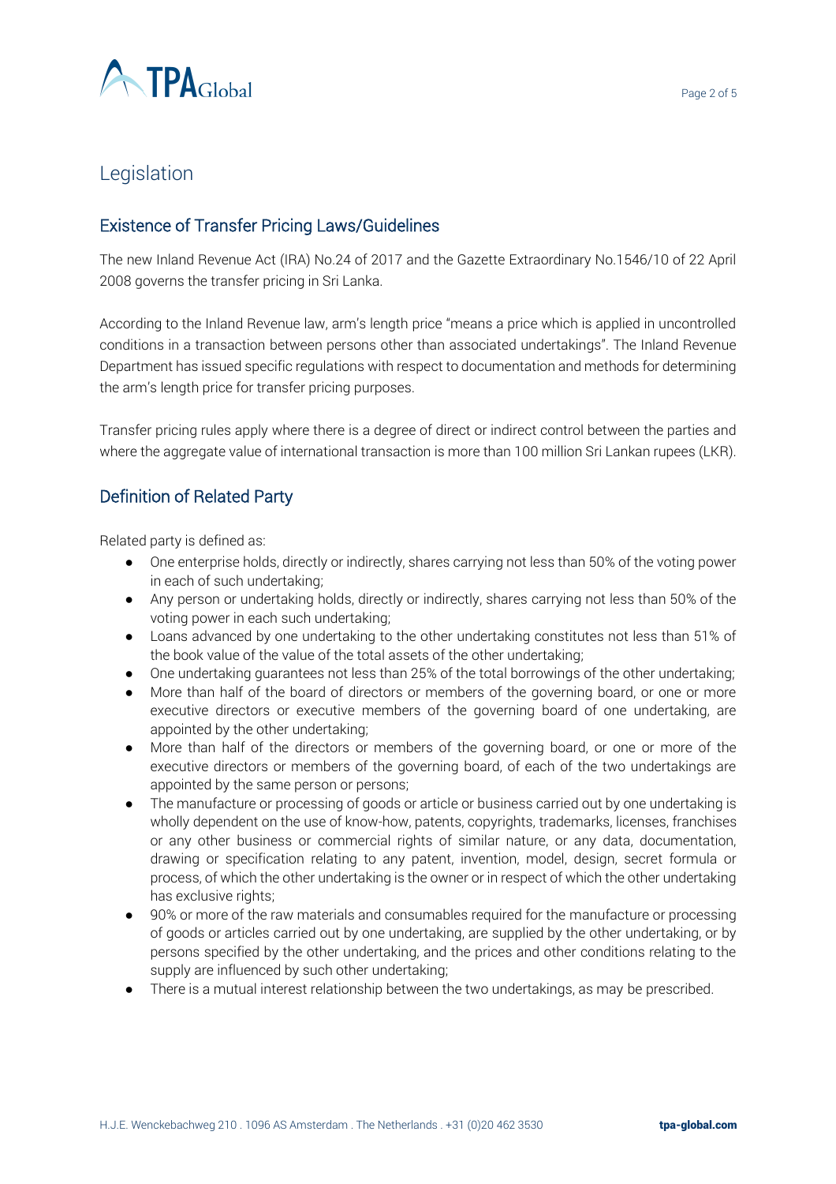# Legislation

## Existence of Transfer Pricing Laws/Guidelines

The new Inland Revenue Act (IRA) No.24 of 2017 and the Gazette Extraordinary No.1546/10 of 22 April 2008 governs the transfer pricing in Sri Lanka.

According to the Inland Revenue law, arm's length price "means a price which is applied in uncontrolled conditions in a transaction between persons other than associated undertakings". The Inland Revenue Department has issued specific regulations with respect to documentation and methods for determining the arm's length price for transfer pricing purposes.

Transfer pricing rules apply where there is a degree of direct or indirect control between the parties and where the aggregate value of international transaction is more than 100 million Sri Lankan rupees (LKR).

## Definition of Related Party

Related party is defined as:

- One enterprise holds, directly or indirectly, shares carrying not less than 50% of the voting power in each of such undertaking;
- Any person or undertaking holds, directly or indirectly, shares carrying not less than 50% of the voting power in each such undertaking;
- Loans advanced by one undertaking to the other undertaking constitutes not less than 51% of the book value of the value of the total assets of the other undertaking;
- One undertaking guarantees not less than 25% of the total borrowings of the other undertaking;
- More than half of the board of directors or members of the governing board, or one or more executive directors or executive members of the governing board of one undertaking, are appointed by the other undertaking;
- More than half of the directors or members of the governing board, or one or more of the executive directors or members of the governing board, of each of the two undertakings are appointed by the same person or persons;
- The manufacture or processing of goods or article or business carried out by one undertaking is wholly dependent on the use of know-how, patents, copyrights, trademarks, licenses, franchises or any other business or commercial rights of similar nature, or any data, documentation, drawing or specification relating to any patent, invention, model, design, secret formula or process, of which the other undertaking is the owner or in respect of which the other undertaking has exclusive rights;
- 90% or more of the raw materials and consumables required for the manufacture or processing of goods or articles carried out by one undertaking, are supplied by the other undertaking, or by persons specified by the other undertaking, and the prices and other conditions relating to the supply are influenced by such other undertaking;
- There is a mutual interest relationship between the two undertakings, as may be prescribed.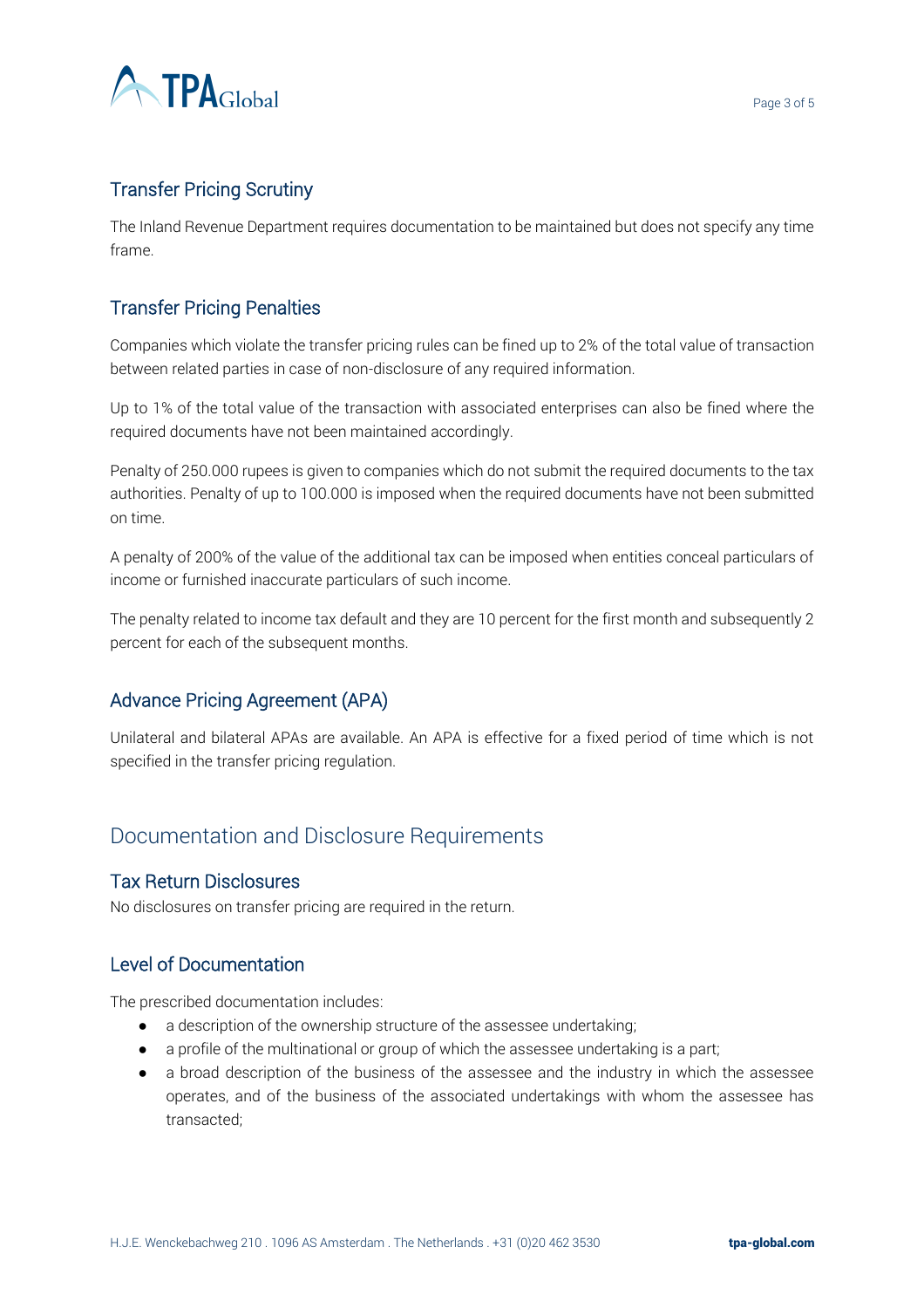### Transfer Pricing Scrutiny

The Inland Revenue Department requires documentation to be maintained but does not specify any time frame.

### Transfer Pricing Penalties

Companies which violate the transfer pricing rules can be fined up to 2% of the total value of transaction between related parties in case of non-disclosure of any required information.

Up to 1% of the total value of the transaction with associated enterprises can also be fined where the required documents have not been maintained accordingly.

Penalty of 250.000 rupees is given to companies which do not submit the required documents to the tax authorities. Penalty of up to 100.000 is imposed when the required documents have not been submitted on time.

A penalty of 200% of the value of the additional tax can be imposed when entities conceal particulars of income or furnished inaccurate particulars of such income.

The penalty related to income tax default and they are 10 percent for the first month and subsequently 2 percent for each of the subsequent months.

### Advance Pricing Agreement (APA)

Unilateral and bilateral APAs are available. An APA is effective for a fixed period of time which is not specified in the transfer pricing regulation.

## Documentation and Disclosure Requirements

### Tax Return Disclosures

No disclosures on transfer pricing are required in the return.

### Level of Documentation

The prescribed documentation includes:

- a description of the ownership structure of the assessee undertaking;
- a profile of the multinational or group of which the assessee undertaking is a part;
- a broad description of the business of the assessee and the industry in which the assessee operates, and of the business of the associated undertakings with whom the assessee has transacted;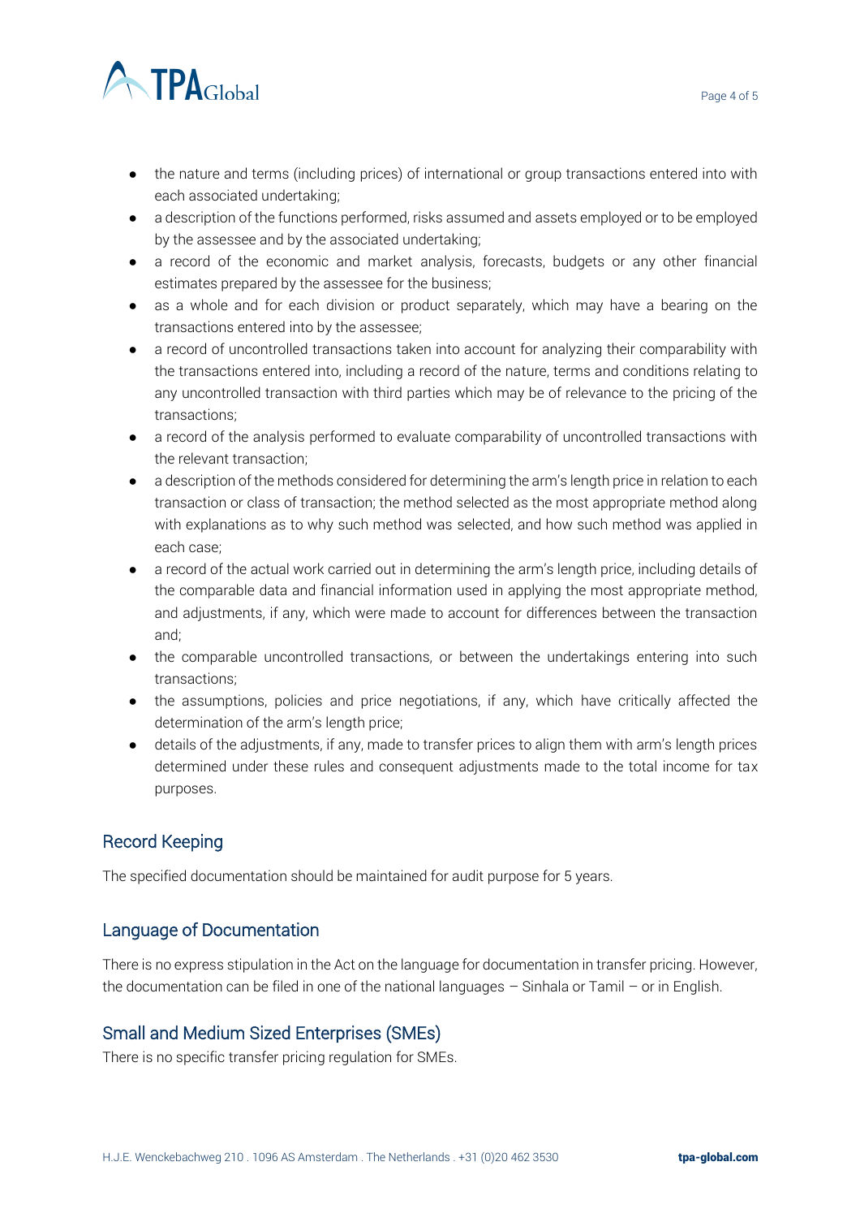- the nature and terms (including prices) of international or group transactions entered into with each associated undertaking;
- a description of the functions performed, risks assumed and assets employed or to be employed by the assessee and by the associated undertaking;
- a record of the economic and market analysis, forecasts, budgets or any other financial estimates prepared by the assessee for the business;
- as a whole and for each division or product separately, which may have a bearing on the transactions entered into by the assessee;
- a record of uncontrolled transactions taken into account for analyzing their comparability with the transactions entered into, including a record of the nature, terms and conditions relating to any uncontrolled transaction with third parties which may be of relevance to the pricing of the transactions;
- a record of the analysis performed to evaluate comparability of uncontrolled transactions with the relevant transaction;
- a description of the methods considered for determining the arm's length price in relation to each transaction or class of transaction; the method selected as the most appropriate method along with explanations as to why such method was selected, and how such method was applied in each case;
- a record of the actual work carried out in determining the arm's length price, including details of the comparable data and financial information used in applying the most appropriate method, and adjustments, if any, which were made to account for differences between the transaction and;
- the comparable uncontrolled transactions, or between the undertakings entering into such transactions;
- the assumptions, policies and price negotiations, if any, which have critically affected the determination of the arm's length price;
- details of the adjustments, if any, made to transfer prices to align them with arm's length prices determined under these rules and consequent adjustments made to the total income for tax purposes.

## Record Keeping

The specified documentation should be maintained for audit purpose for 5 years.

## Language of Documentation

There is no express stipulation in the Act on the language for documentation in transfer pricing. However, the documentation can be filed in one of the national languages – Sinhala or Tamil – or in English.

## Small and Medium Sized Enterprises (SMEs)

There is no specific transfer pricing regulation for SMEs.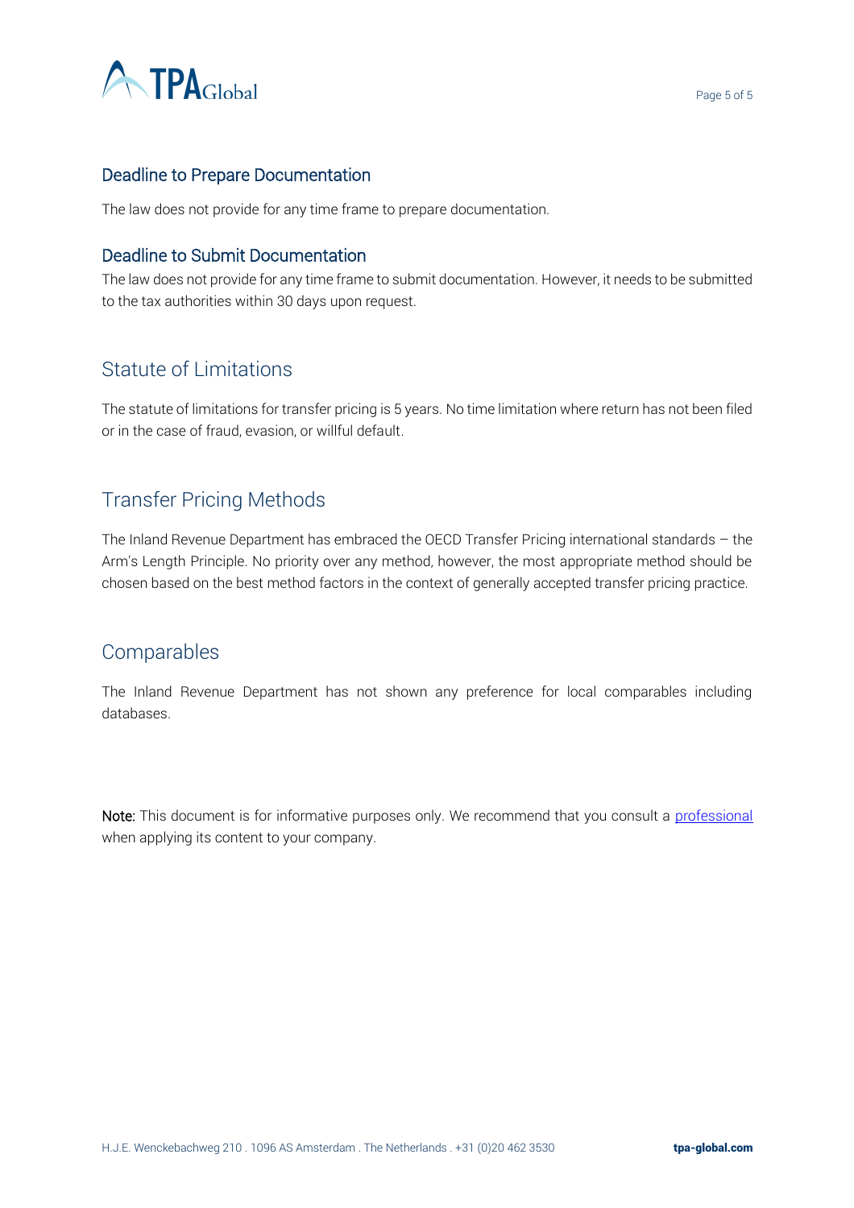### Deadline to Prepare Documentation

The law does not provide for any time frame to prepare documentation.

### Deadline to Submit Documentation

The law does not provide for any time frame to submit documentation. However, it needs to be submitted to the tax authorities within 30 days upon request.

## Statute of Limitations

The statute of limitations for transfer pricing is 5 years. No time limitation where return has not been filed or in the case of fraud, evasion, or willful default.

## Transfer Pricing Methods

The Inland Revenue Department has embraced the OECD Transfer Pricing international standards – the Arm's Length Principle. No priority over any method, however, the most appropriate method should be chosen based on the best method factors in the context of generally accepted transfer pricing practice.

## Comparables

The Inland Revenue Department has not shown any preference for local comparables including databases.

**Note:** This document is for informative purposes only. We recommend that you consult a professional when applying its content to your company.